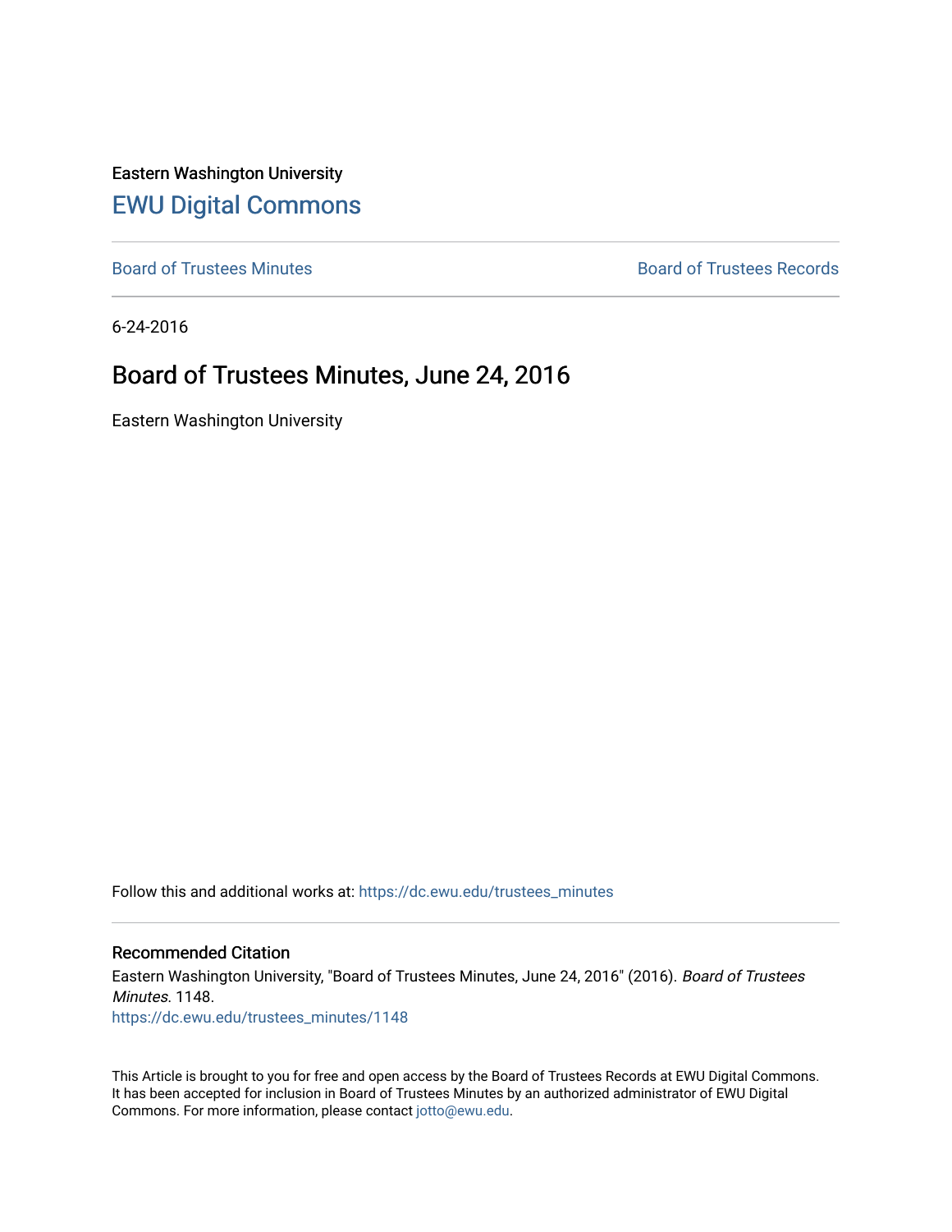Eastern Washington University

## EWU Digital Commons

Board of Trustees Minutes

Board of Trustees Records

6-24-2016

# Board of Trustees Minutes, June 24, 2016

Eastern Washington University

Follow this and additional works at: https://dc.ewu.edu/trustees_minutes

### Recommended Citation

Eastern Washington University, "Board of Trustees Minutes, June 24, 2016" (2016). *Board of Trustees Minutes*. 1148.
https://dc.ewu.edu/trustees_minutes/1148

This Article is brought to you for free and open access by the Board of Trustees Records at EWU Digital Commons. It has been accepted for inclusion in Board of Trustees Minutes by an authorized administrator of EWU Digital Commons. For more information, please contact jotto@ewu.edu.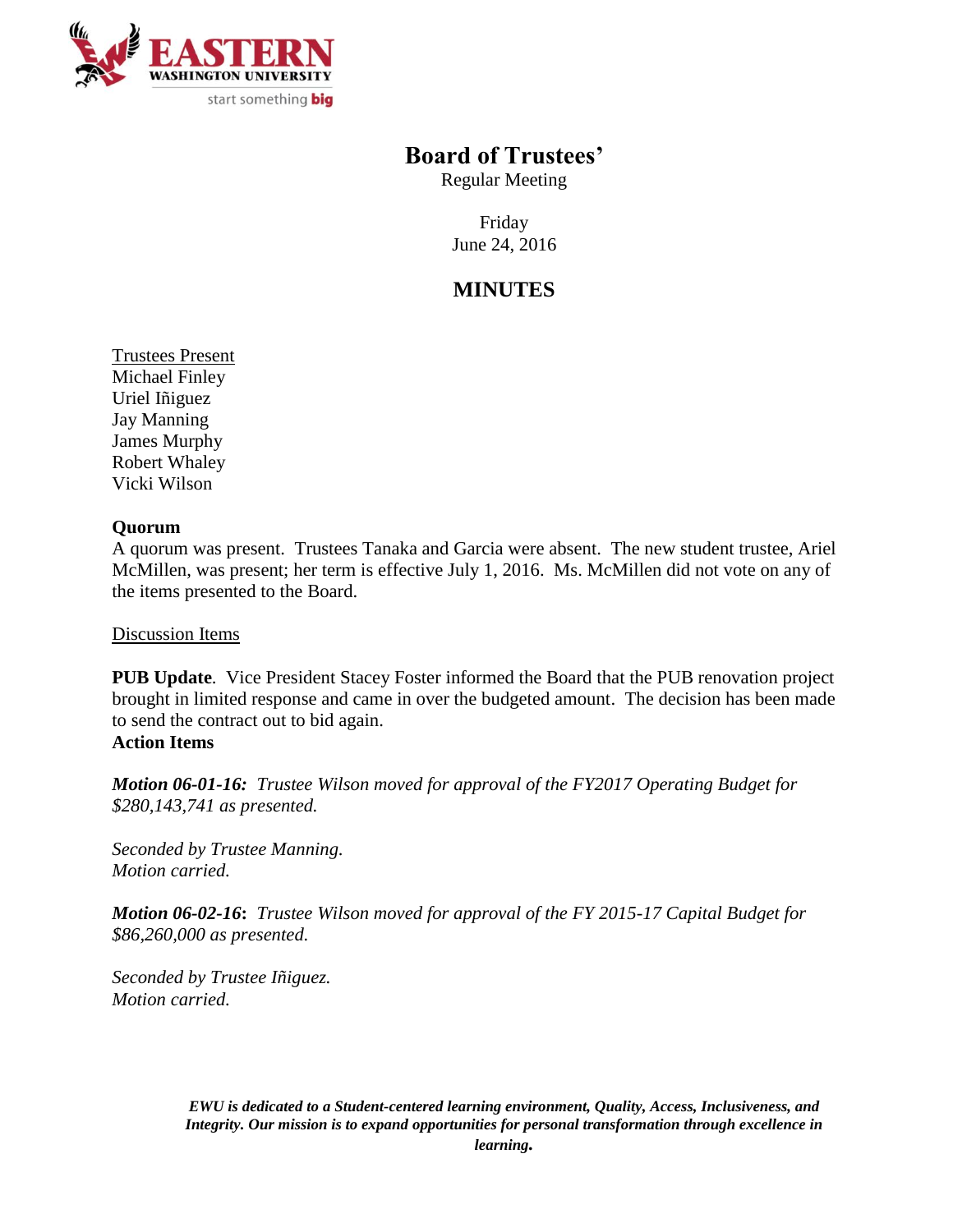# Board of Trustees'

Regular Meeting

Friday
June 24, 2016

## MINUTES

Trustees Present
Michael Finley
Uriel Iñiguez
Jay Manning
James Murphy
Robert Whaley
Vicki Wilson

**Quorum**
A quorum was present. Trustees Tanaka and Garcia were absent. The new student trustee, Ariel McMillen, was present; her term is effective July 1, 2016. Ms. McMillen did not vote on any of the items presented to the Board.

Discussion Items

**PUB Update**. Vice President Stacey Foster informed the Board that the PUB renovation project brought in limited response and came in over the budgeted amount. The decision has been made to send the contract out to bid again.

**Action Items**

***Motion 06-01-16:*** *Trustee Wilson moved for approval of the FY2017 Operating Budget for $280,143,741 as presented.*

*Seconded by Trustee Manning.*
*Motion carried.*

***Motion 06-02-16*****:** *Trustee Wilson moved for approval of the FY 2015-17 Capital Budget for $86,260,000 as presented.*

*Seconded by Trustee Iñiguez.*
*Motion carried.*

***EWU is dedicated to a Student-centered learning environment, Quality, Access, Inclusiveness, and Integrity. Our mission is to expand opportunities for personal transformation through excellence in learning.***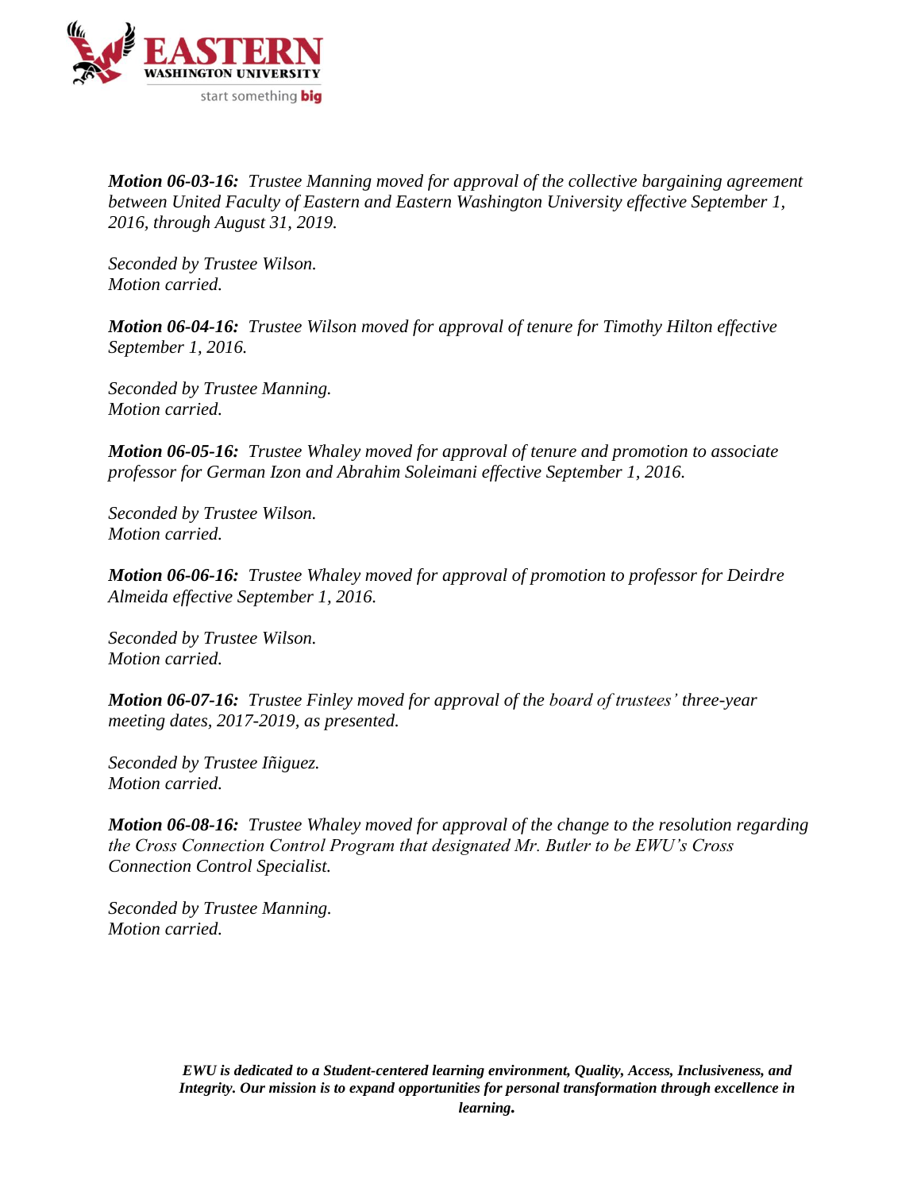***Motion 06-03-16:*** *Trustee Manning moved for approval of the collective bargaining agreement between United Faculty of Eastern and Eastern Washington University effective September 1, 2016, through August 31, 2019.*

*Seconded by Trustee Wilson.*
*Motion carried.*

***Motion 06-04-16:*** *Trustee Wilson moved for approval of tenure for Timothy Hilton effective September 1, 2016.*

*Seconded by Trustee Manning.*
*Motion carried.*

***Motion 06-05-16:*** *Trustee Whaley moved for approval of tenure and promotion to associate professor for German Izon and Abrahim Soleimani effective September 1, 2016.*

*Seconded by Trustee Wilson.*
*Motion carried.*

***Motion 06-06-16:*** *Trustee Whaley moved for approval of promotion to professor for Deirdre Almeida effective September 1, 2016.*

*Seconded by Trustee Wilson.*
*Motion carried.*

***Motion 06-07-16:*** *Trustee Finley moved for approval of the board of trustees' three-year meeting dates, 2017-2019, as presented.*

*Seconded by Trustee Iñiguez.*
*Motion carried.*

***Motion 06-08-16:*** *Trustee Whaley moved for approval of the change to the resolution regarding the Cross Connection Control Program that designated Mr. Butler to be EWU's Cross Connection Control Specialist.*

*Seconded by Trustee Manning.*
*Motion carried.*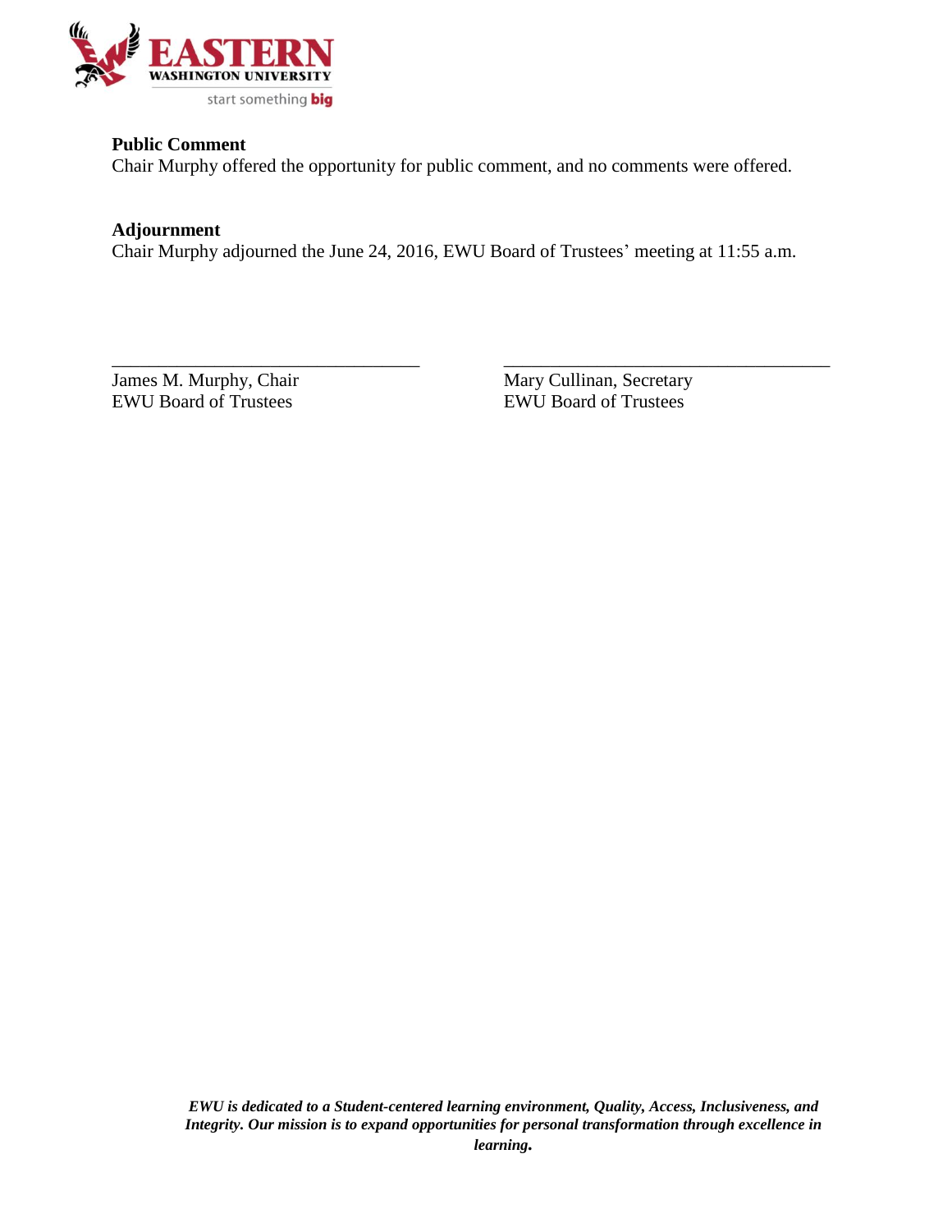**Public Comment**
Chair Murphy offered the opportunity for public comment, and no comments were offered.

**Adjournment**
Chair Murphy adjourned the June 24, 2016, EWU Board of Trustees' meeting at 11:55 a.m.

| | |
|---|---|
| ________________________________ | ________________________________ |
| James M. Murphy, Chair | Mary Cullinan, Secretary |
| EWU Board of Trustees | EWU Board of Trustees |

***EWU is dedicated to a Student-centered learning environment, Quality, Access, Inclusiveness, and Integrity. Our mission is to expand opportunities for personal transformation through excellence in learning.***